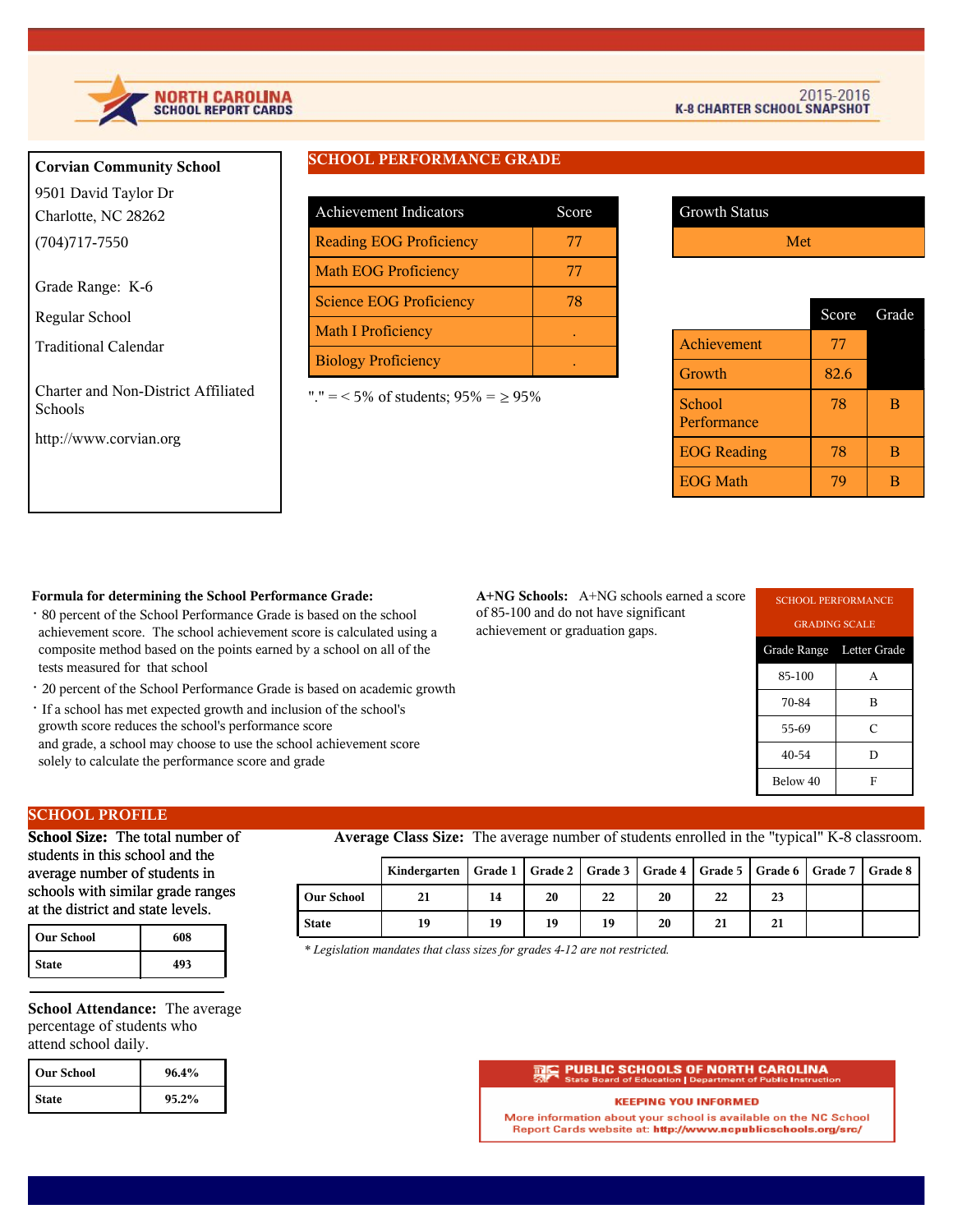NORTH CAROLINA SCHOOL REPORT CARDS

2015-2016
K-8 CHARTER SCHOOL SNAPSHOT

**Corvian Community School**
9501 David Taylor Dr
Charlotte, NC 28262
(704)717-7550

Grade Range: K-6

Regular School

Traditional Calendar

Charter and Non-District Affiliated Schools

http://www.corvian.org

## SCHOOL PERFORMANCE GRADE

| Achievement Indicators | Score |
|---|---|
| Reading EOG Proficiency | 77 |
| Math EOG Proficiency | 77 |
| Science EOG Proficiency | 78 |
| Math I Proficiency | . |
| Biology Proficiency | . |

"." = < 5% of students; 95% = ≥ 95%

| Growth Status |
|---|
| Met |

| | Score | Grade |
|---|---|---|
| Achievement | 77 | |
| Growth | 82.6 | |
| School Performance | 78 | B |
| EOG Reading | 78 | B |
| EOG Math | 79 | B |

**Formula for determining the School Performance Grade:**

- 80 percent of the School Performance Grade is based on the school achievement score. The school achievement score is calculated using a composite method based on the points earned by a school on all of the tests measured for that school
- 20 percent of the School Performance Grade is based on academic growth
- If a school has met expected growth and inclusion of the school's growth score reduces the school's performance score and grade, a school may choose to use the school achievement score solely to calculate the performance score and grade

**A+NG Schools:** A+NG schools earned a score of 85-100 and do not have significant achievement or graduation gaps.

SCHOOL PERFORMANCE GRADING SCALE

| Grade Range | Letter Grade |
|---|---|
| 85-100 | A |
| 70-84 | B |
| 55-69 | C |
| 40-54 | D |
| Below 40 | F |

## SCHOOL PROFILE

**School Size:** The total number of students in this school and the average number of students in schools with similar grade ranges at the district and state levels.

| | |
|---|---|
| **Our School** | **608** |
| **State** | **493** |

**School Attendance:** The average percentage of students who attend school daily.

| | |
|---|---|
| **Our School** | **96.4%** |
| **State** | **95.2%** |

**Average Class Size:** The average number of students enrolled in the "typical" K-8 classroom.

| | Kindergarten | Grade 1 | Grade 2 | Grade 3 | Grade 4 | Grade 5 | Grade 6 | Grade 7 | Grade 8 |
|---|---|---|---|---|---|---|---|---|---|
| **Our School** | 21 | 14 | 20 | 22 | 20 | 22 | 23 | | |
| **State** | 19 | 19 | 19 | 19 | 20 | 21 | 21 | | |

*\* Legislation mandates that class sizes for grades 4-12 are not restricted.*

PUBLIC SCHOOLS OF NORTH CAROLINA
State Board of Education | Department of Public Instruction

KEEPING YOU INFORMED

More information about your school is available on the NC School Report Cards website at: http://www.ncpublicschools.org/src/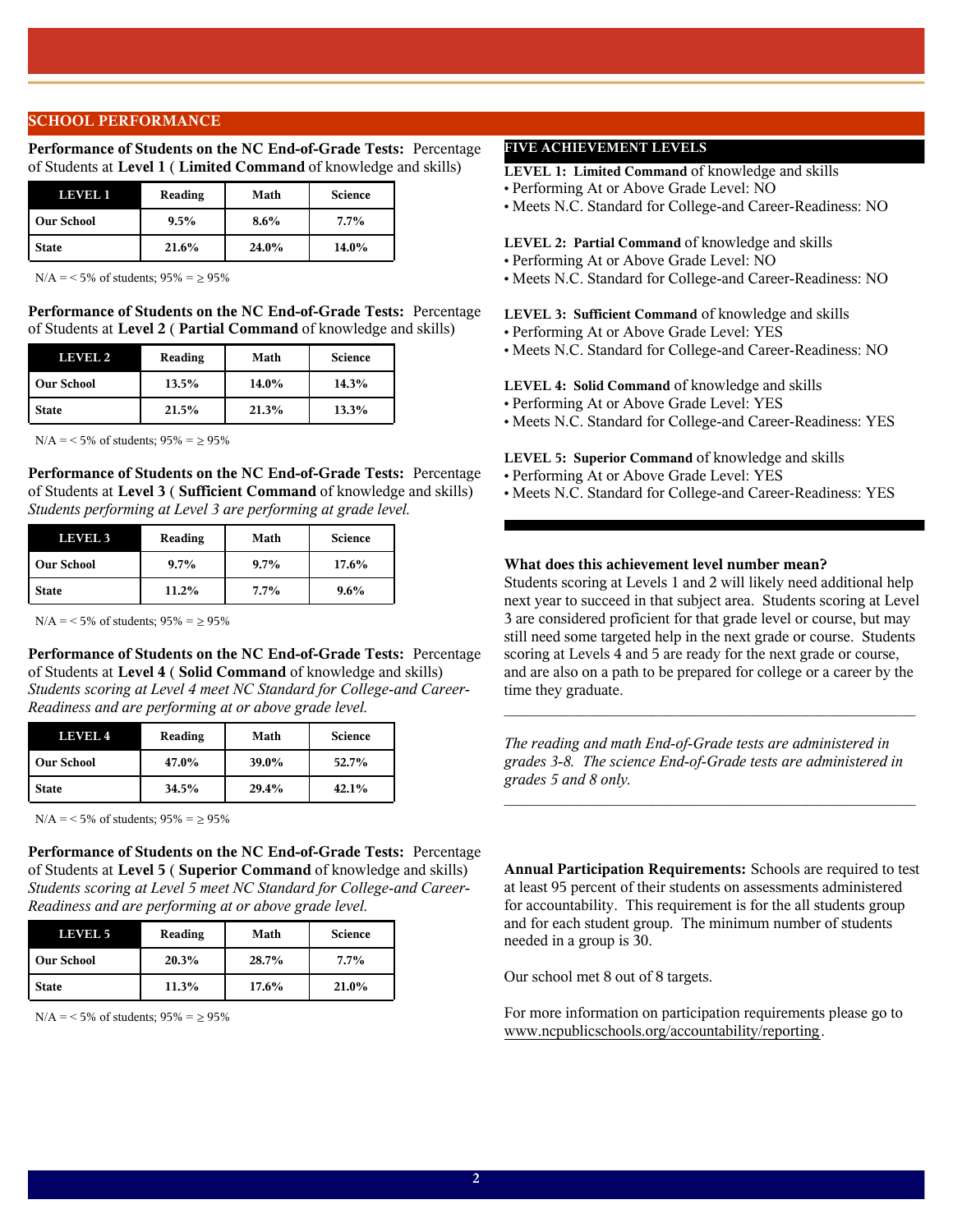## SCHOOL PERFORMANCE

**Performance of Students on the NC End-of-Grade Tests:** Percentage of Students at **Level 1** ( **Limited Command** of knowledge and skills)

| LEVEL 1 | Reading | Math | Science |
|---|---|---|---|
| Our School | 9.5% | 8.6% | 7.7% |
| State | 21.6% | 24.0% | 14.0% |

N/A = < 5% of students; 95% = ≥ 95%

**Performance of Students on the NC End-of-Grade Tests:** Percentage of Students at **Level 2** ( **Partial Command** of knowledge and skills)

| LEVEL 2 | Reading | Math | Science |
|---|---|---|---|
| Our School | 13.5% | 14.0% | 14.3% |
| State | 21.5% | 21.3% | 13.3% |

N/A = < 5% of students; 95% = ≥ 95%

**Performance of Students on the NC End-of-Grade Tests:** Percentage of Students at **Level 3** ( **Sufficient Command** of knowledge and skills)
*Students performing at Level 3 are performing at grade level.*

| LEVEL 3 | Reading | Math | Science |
|---|---|---|---|
| Our School | 9.7% | 9.7% | 17.6% |
| State | 11.2% | 7.7% | 9.6% |

N/A = < 5% of students; 95% = ≥ 95%

**Performance of Students on the NC End-of-Grade Tests:** Percentage of Students at **Level 4** ( **Solid Command** of knowledge and skills)
*Students scoring at Level 4 meet NC Standard for College-and Career-Readiness and are performing at or above grade level.*

| LEVEL 4 | Reading | Math | Science |
|---|---|---|---|
| Our School | 47.0% | 39.0% | 52.7% |
| State | 34.5% | 29.4% | 42.1% |

N/A = < 5% of students; 95% = ≥ 95%

**Performance of Students on the NC End-of-Grade Tests:** Percentage of Students at **Level 5** ( **Superior Command** of knowledge and skills)
*Students scoring at Level 5 meet NC Standard for College-and Career-Readiness and are performing at or above grade level.*

| LEVEL 5 | Reading | Math | Science |
|---|---|---|---|
| Our School | 20.3% | 28.7% | 7.7% |
| State | 11.3% | 17.6% | 21.0% |

N/A = < 5% of students; 95% = ≥ 95%

### FIVE ACHIEVEMENT LEVELS

**LEVEL 1: Limited Command** of knowledge and skills
- Performing At or Above Grade Level: NO
- Meets N.C. Standard for College-and Career-Readiness: NO

**LEVEL 2: Partial Command** of knowledge and skills
- Performing At or Above Grade Level: NO
- Meets N.C. Standard for College-and Career-Readiness: NO

**LEVEL 3: Sufficient Command** of knowledge and skills
- Performing At or Above Grade Level: YES
- Meets N.C. Standard for College-and Career-Readiness: NO

**LEVEL 4: Solid Command** of knowledge and skills
- Performing At or Above Grade Level: YES
- Meets N.C. Standard for College-and Career-Readiness: YES

**LEVEL 5: Superior Command** of knowledge and skills
- Performing At or Above Grade Level: YES
- Meets N.C. Standard for College-and Career-Readiness: YES

**What does this achievement level number mean?**
Students scoring at Levels 1 and 2 will likely need additional help next year to succeed in that subject area. Students scoring at Level 3 are considered proficient for that grade level or course, but may still need some targeted help in the next grade or course. Students scoring at Levels 4 and 5 are ready for the next grade or course, and are also on a path to be prepared for college or a career by the time they graduate.

*The reading and math End-of-Grade tests are administered in grades 3-8. The science End-of-Grade tests are administered in grades 5 and 8 only.*

**Annual Participation Requirements:** Schools are required to test at least 95 percent of their students on assessments administered for accountability. This requirement is for the all students group and for each student group. The minimum number of students needed in a group is 30.

Our school met 8 out of 8 targets.

For more information on participation requirements please go to www.ncpublicschools.org/accountability/reporting.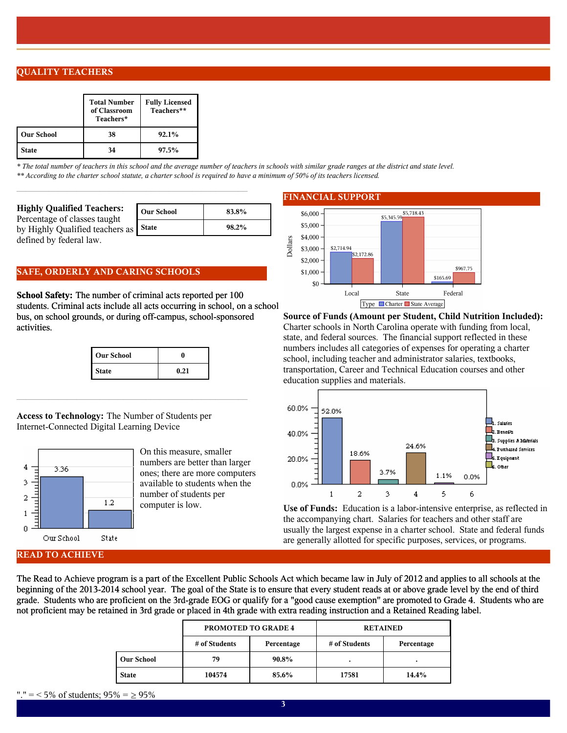## QUALITY TEACHERS

| | Total Number of Classroom Teachers* | Fully Licensed Teachers** |
|---|---|---|
| Our School | 38 | 92.1% |
| State | 34 | 97.5% |

*\* The total number of teachers in this school and the average number of teachers in schools with similar grade ranges at the district and state level.*
*\*\* According to the charter school statute, a charter school is required to have a minimum of 50% of its teachers licensed.*

**Highly Qualified Teachers:** Percentage of classes taught by Highly Qualified teachers as defined by federal law.

| | |
|---|---|
| Our School | 83.8% |
| State | 98.2% |

## SAFE, ORDERLY AND CARING SCHOOLS

**School Safety:** The number of criminal acts reported per 100 students. Criminal acts include all acts occurring in school, on a school bus, on school grounds, or during off-campus, school-sponsored activities.

| | |
|---|---|
| Our School | 0 |
| State | 0.21 |

**Access to Technology:** The Number of Students per Internet-Connected Digital Learning Device

4
3
2
1
0
3.36
1.2
Our School
State

On this measure, smaller numbers are better than larger ones; there are more computers available to students when the number of students per computer is low.

## FINANCIAL SUPPORT

$6,000
$5,000
$4,000
$3,000
$2,000
$1,000
$0
Dollars
$2,714.94
$2,172.86
$5,345.59
$5,718.43
$165.69
$967.75
Local
State
Federal
Type: Charter, State Average

**Source of Funds (Amount per Student, Child Nutrition Included):** Charter schools in North Carolina operate with funding from local, state, and federal sources. The financial support reflected in these numbers includes all categories of expenses for operating a charter school, including teacher and administrator salaries, textbooks, transportation, Career and Technical Education courses and other education supplies and materials.

60.0%
40.0%
20.0%
0.0%
52.0%
18.6%
3.7%
24.6%
1.1%
0.0%
1
2
3
4
5
6
1. Salaries
2. Benefits
3. Supplies & Materials
4. Purchased Services
5. Equipment
6. Other

**Use of Funds:** Education is a labor-intensive enterprise, as reflected in the accompanying chart. Salaries for teachers and other staff are usually the largest expense in a charter school. State and federal funds are generally allotted for specific purposes, services, or programs.

## READ TO ACHIEVE

The Read to Achieve program is a part of the Excellent Public Schools Act which became law in July of 2012 and applies to all schools at the beginning of the 2013-2014 school year. The goal of the State is to ensure that every student reads at or above grade level by the end of third grade. Students who are proficient on the 3rd-grade EOG or qualify for a "good cause exemption" are promoted to Grade 4. Students who are not proficient may be retained in 3rd grade or placed in 4th grade with extra reading instruction and a Retained Reading label.

| | PROMOTED TO GRADE 4 | | RETAINED | |
|---|---|---|---|---|
| | # of Students | Percentage | # of Students | Percentage |
| Our School | 79 | 90.8% | . | . |
| State | 104574 | 85.6% | 17581 | 14.4% |

"." = < 5% of students; 95% = ≥ 95%